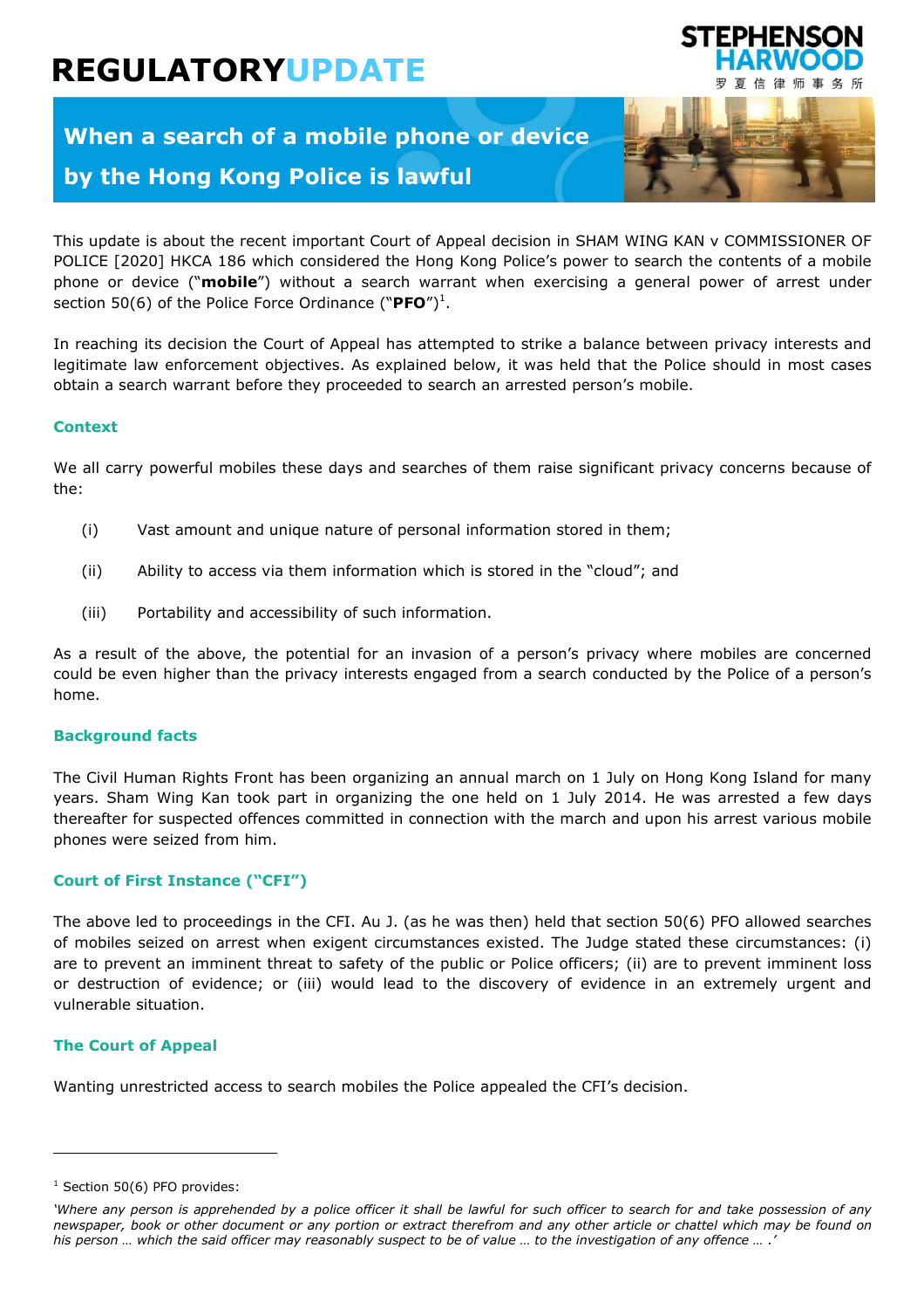# REGULATORY UPDATE

## When a search of a mobile phone or device by the Hong Kong Police is lawful

This update is about the recent important Court of Appeal decision in SHAM WING KAN v COMMISSIONER OF POLICE [2020] HKCA 186 which considered the Hong Kong Police's power to search the contents of a mobile phone or device ("**mobile**") without a search warrant when exercising a general power of arrest under section 50(6) of the Police Force Ordinance ("**PFO**")[1].

In reaching its decision the Court of Appeal has attempted to strike a balance between privacy interests and legitimate law enforcement objectives. As explained below, it was held that the Police should in most cases obtain a search warrant before they proceeded to search an arrested person's mobile.

### Context

We all carry powerful mobiles these days and searches of them raise significant privacy concerns because of the:

(i) Vast amount and unique nature of personal information stored in them;

(ii) Ability to access via them information which is stored in the "cloud"; and

(iii) Portability and accessibility of such information.

As a result of the above, the potential for an invasion of a person's privacy where mobiles are concerned could be even higher than the privacy interests engaged from a search conducted by the Police of a person's home.

### Background facts

The Civil Human Rights Front has been organizing an annual march on 1 July on Hong Kong Island for many years. Sham Wing Kan took part in organizing the one held on 1 July 2014. He was arrested a few days thereafter for suspected offences committed in connection with the march and upon his arrest various mobile phones were seized from him.

### Court of First Instance ("CFI")

The above led to proceedings in the CFI. Au J. (as he was then) held that section 50(6) PFO allowed searches of mobiles seized on arrest when exigent circumstances existed. The Judge stated these circumstances: (i) are to prevent an imminent threat to safety of the public or Police officers; (ii) are to prevent imminent loss or destruction of evidence; or (iii) would lead to the discovery of evidence in an extremely urgent and vulnerable situation.

### The Court of Appeal

Wanting unrestricted access to search mobiles the Police appealed the CFI's decision.

---

[1] Section 50(6) PFO provides:

*'Where any person is apprehended by a police officer it shall be lawful for such officer to search for and take possession of any newspaper, book or other document or any portion or extract therefrom and any other article or chattel which may be found on his person … which the said officer may reasonably suspect to be of value … to the investigation of any offence … .'*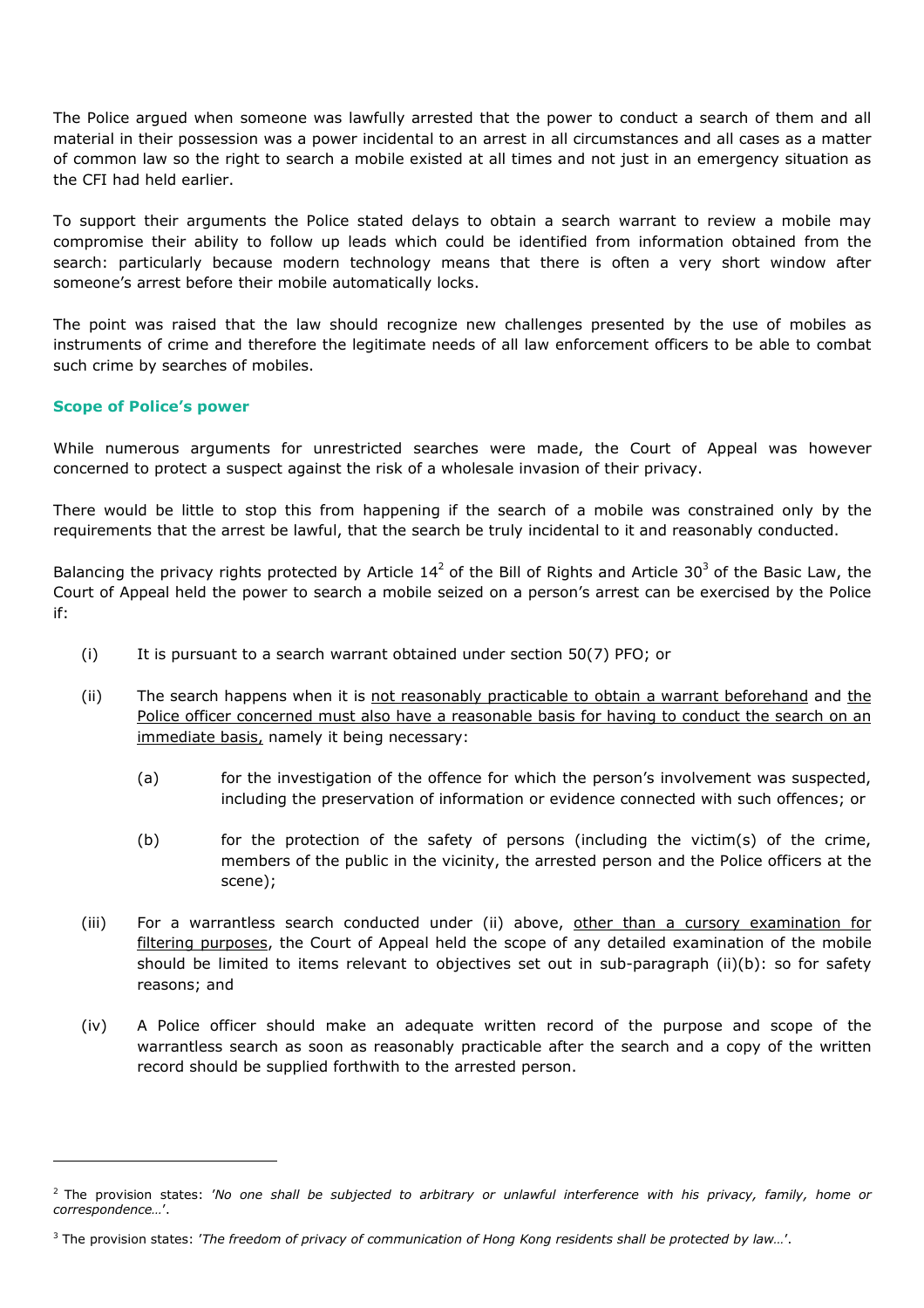The Police argued when someone was lawfully arrested that the power to conduct a search of them and all material in their possession was a power incidental to an arrest in all circumstances and all cases as a matter of common law so the right to search a mobile existed at all times and not just in an emergency situation as the CFI had held earlier.

To support their arguments the Police stated delays to obtain a search warrant to review a mobile may compromise their ability to follow up leads which could be identified from information obtained from the search: particularly because modern technology means that there is often a very short window after someone's arrest before their mobile automatically locks.

The point was raised that the law should recognize new challenges presented by the use of mobiles as instruments of crime and therefore the legitimate needs of all law enforcement officers to be able to combat such crime by searches of mobiles.

### Scope of Police's power

While numerous arguments for unrestricted searches were made, the Court of Appeal was however concerned to protect a suspect against the risk of a wholesale invasion of their privacy.

There would be little to stop this from happening if the search of a mobile was constrained only by the requirements that the arrest be lawful, that the search be truly incidental to it and reasonably conducted.

Balancing the privacy rights protected by Article 14[2] of the Bill of Rights and Article 30[3] of the Basic Law, the Court of Appeal held the power to search a mobile seized on a person's arrest can be exercised by the Police if:

(i) It is pursuant to a search warrant obtained under section 50(7) PFO; or

(ii) The search happens when it is <u>not reasonably practicable to obtain a warrant beforehand</u> and <u>the Police officer concerned must also have a reasonable basis for having to conduct the search on an immediate basis,</u> namely it being necessary:

  (a) for the investigation of the offence for which the person's involvement was suspected, including the preservation of information or evidence connected with such offences; or

  (b) for the protection of the safety of persons (including the victim(s) of the crime, members of the public in the vicinity, the arrested person and the Police officers at the scene);

(iii) For a warrantless search conducted under (ii) above, <u>other than a cursory examination for filtering purposes</u>, the Court of Appeal held the scope of any detailed examination of the mobile should be limited to items relevant to objectives set out in sub-paragraph (ii)(b): so for safety reasons; and

(iv) A Police officer should make an adequate written record of the purpose and scope of the warrantless search as soon as reasonably practicable after the search and a copy of the written record should be supplied forthwith to the arrested person.

---

[2] The provision states: *'No one shall be subjected to arbitrary or unlawful interference with his privacy, family, home or correspondence…'*.

[3] The provision states: *'The freedom of privacy of communication of Hong Kong residents shall be protected by law…'*.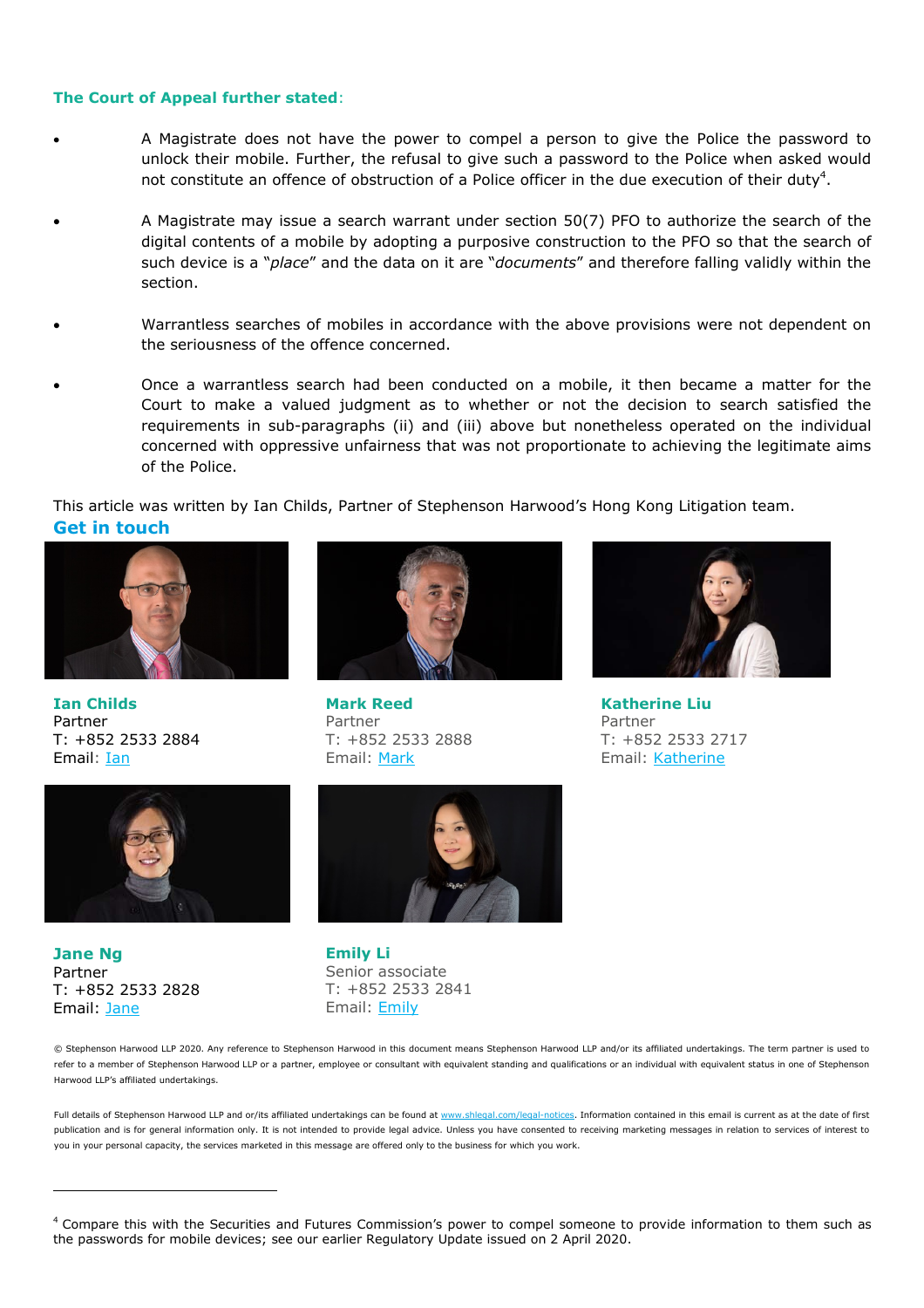**The Court of Appeal further stated**:

- A Magistrate does not have the power to compel a person to give the Police the password to unlock their mobile. Further, the refusal to give such a password to the Police when asked would not constitute an offence of obstruction of a Police officer in the due execution of their duty[4].
- A Magistrate may issue a search warrant under section 50(7) PFO to authorize the search of the digital contents of a mobile by adopting a purposive construction to the PFO so that the search of such device is a "*place*" and the data on it are "*documents*" and therefore falling validly within the section.
- Warrantless searches of mobiles in accordance with the above provisions were not dependent on the seriousness of the offence concerned.
- Once a warrantless search had been conducted on a mobile, it then became a matter for the Court to make a valued judgment as to whether or not the decision to search satisfied the requirements in sub-paragraphs (ii) and (iii) above but nonetheless operated on the individual concerned with oppressive unfairness that was not proportionate to achieving the legitimate aims of the Police.

This article was written by Ian Childs, Partner of Stephenson Harwood's Hong Kong Litigation team.

## Get in touch

**Ian Childs**
Partner
T: +852 2533 2884
Email: Ian

**Mark Reed**
Partner
T: +852 2533 2888
Email: Mark

**Katherine Liu**
Partner
T: +852 2533 2717
Email: Katherine

**Jane Ng**
Partner
T: +852 2533 2828
Email: Jane

**Emily Li**
Senior associate
T: +852 2533 2841
Email: Emily

© Stephenson Harwood LLP 2020. Any reference to Stephenson Harwood in this document means Stephenson Harwood LLP and/or its affiliated undertakings. The term partner is used to refer to a member of Stephenson Harwood LLP or a partner, employee or consultant with equivalent standing and qualifications or an individual with equivalent status in one of Stephenson Harwood LLP's affiliated undertakings.

Full details of Stephenson Harwood LLP and or/its affiliated undertakings can be found at www.shlegal.com/legal-notices. Information contained in this email is current as at the date of first publication and is for general information only. It is not intended to provide legal advice. Unless you have consented to receiving marketing messages in relation to services of interest to you in your personal capacity, the services marketed in this message are offered only to the business for which you work.

---

[4] Compare this with the Securities and Futures Commission's power to compel someone to provide information to them such as the passwords for mobile devices; see our earlier Regulatory Update issued on 2 April 2020.